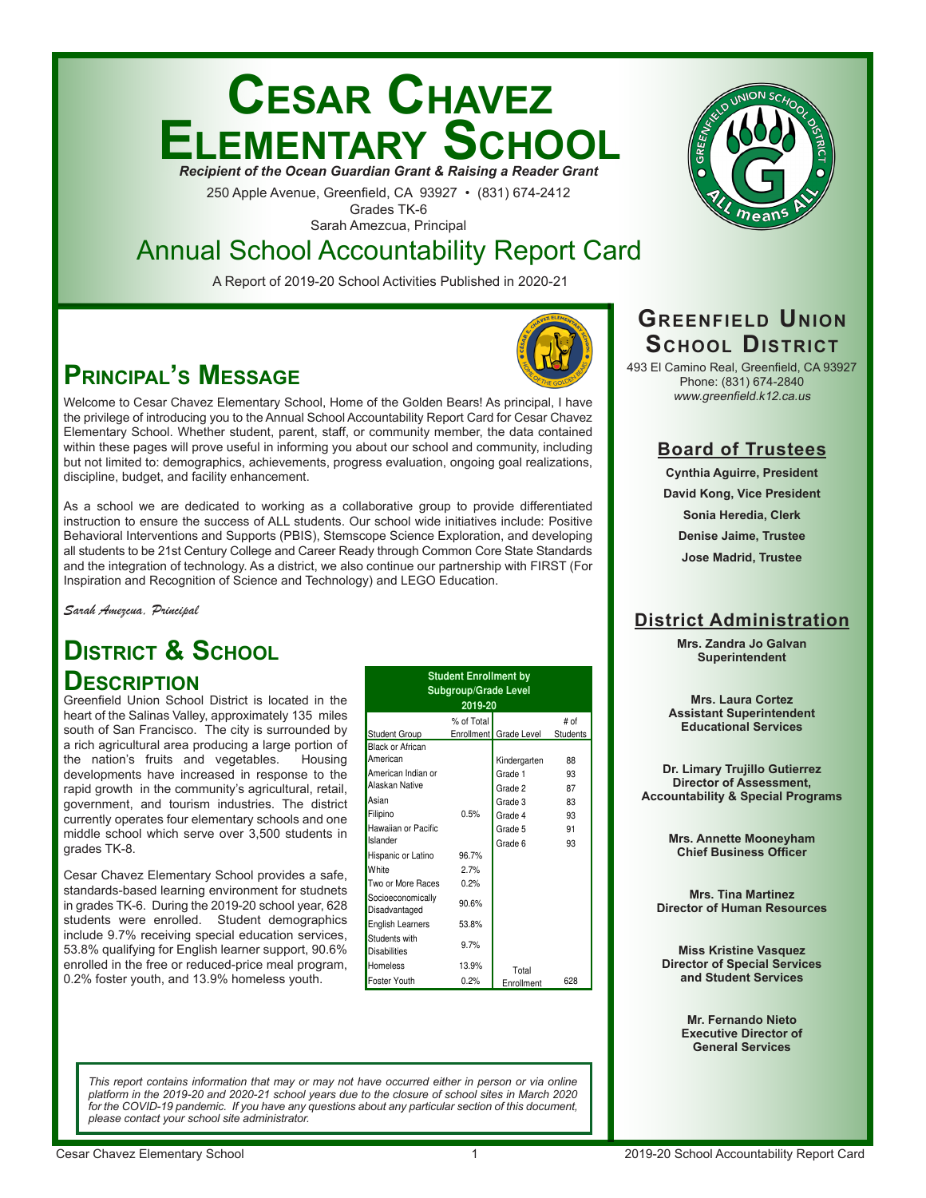# Cesar Chavez Elementary School

***Recipient of the Ocean Guardian Grant & Raising a Reader Grant***

250 Apple Avenue, Greenfield, CA 93927 • (831) 674-2412
Grades TK-6
Sarah Amezcua, Principal

## Annual School Accountability Report Card

A Report of 2019-20 School Activities Published in 2020-21

## Principal's Message

Welcome to Cesar Chavez Elementary School, Home of the Golden Bears! As principal, I have the privilege of introducing you to the Annual School Accountability Report Card for Cesar Chavez Elementary School. Whether student, parent, staff, or community member, the data contained within these pages will prove useful in informing you about our school and community, including but not limited to: demographics, achievements, progress evaluation, ongoing goal realizations, discipline, budget, and facility enhancement.

As a school we are dedicated to working as a collaborative group to provide differentiated instruction to ensure the success of ALL students. Our school wide initiatives include: Positive Behavioral Interventions and Supports (PBIS), Stemscope Science Exploration, and developing all students to be 21st Century College and Career Ready through Common Core State Standards and the integration of technology. As a district, we also continue our partnership with FIRST (For Inspiration and Recognition of Science and Technology) and LEGO Education.

*Sarah Amezcua, Principal*

## District & School Description

Greenfield Union School District is located in the heart of the Salinas Valley, approximately 135 miles south of San Francisco. The city is surrounded by a rich agricultural area producing a large portion of the nation's fruits and vegetables. Housing developments have increased in response to the rapid growth in the community's agricultural, retail, government, and tourism industries. The district currently operates four elementary schools and one middle school which serve over 3,500 students in grades TK-8.

Cesar Chavez Elementary School provides a safe, standards-based learning environment for studnets in grades TK-6. During the 2019-20 school year, 628 students were enrolled. Student demographics include 9.7% receiving special education services, 53.8% qualifying for English learner support, 90.6% enrolled in the free or reduced-price meal program, 0.2% foster youth, and 13.9% homeless youth.

**Student Enrollment by Subgroup/Grade Level 2019-20**

| Student Group | % of Total Enrollment | Grade Level | # of Students |
|---|---|---|---|
| Black or African American | | Kindergarten | 88 |
| American Indian or Alaskan Native | | Grade 1 | 93 |
| | | Grade 2 | 87 |
| Asian | | Grade 3 | 83 |
| Filipino | 0.5% | Grade 4 | 93 |
| Hawaiian or Pacific Islander | | Grade 5 | 91 |
| | | Grade 6 | 93 |
| Hispanic or Latino | 96.7% | | |
| White | 2.7% | | |
| Two or More Races | 0.2% | | |
| Socioeconomically Disadvantaged | 90.6% | | |
| English Learners | 53.8% | | |
| Students with Disabilities | 9.7% | | |
| Homeless | 13.9% | | |
| Foster Youth | 0.2% | Total Enrollment | 628 |

*This report contains information that may or may not have occurred either in person or via online platform in the 2019-20 and 2020-21 school years due to the closure of school sites in March 2020 for the COVID-19 pandemic. If you have any questions about any particular section of this document, please contact your school site administrator.*

## Greenfield Union School District

493 El Camino Real, Greenfield, CA 93927
Phone: (831) 674-2840
*www.greenfield.k12.ca.us*

### Board of Trustees

**Cynthia Aguirre, President**
**David Kong, Vice President**
**Sonia Heredia, Clerk**
**Denise Jaime, Trustee**
**Jose Madrid, Trustee**

### District Administration

**Mrs. Zandra Jo Galvan**
**Superintendent**

**Mrs. Laura Cortez**
**Assistant Superintendent Educational Services**

**Dr. Limary Trujillo Gutierrez**
**Director of Assessment, Accountability & Special Programs**

**Mrs. Annette Mooneyham**
**Chief Business Officer**

**Mrs. Tina Martinez**
**Director of Human Resources**

**Miss Kristine Vasquez**
**Director of Special Services and Student Services**

**Mr. Fernando Nieto**
**Executive Director of General Services**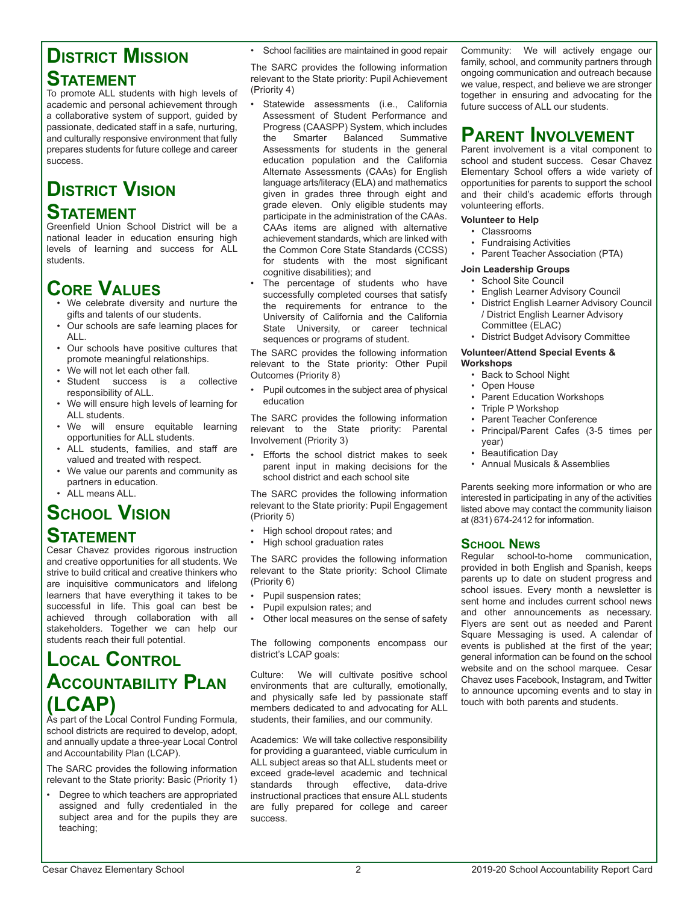## District Mission Statement

To promote ALL students with high levels of academic and personal achievement through a collaborative system of support, guided by passionate, dedicated staff in a safe, nurturing, and culturally responsive environment that fully prepares students for future college and career success.

## District Vision Statement

Greenfield Union School District will be a national leader in education ensuring high levels of learning and success for ALL students.

## Core Values

- We celebrate diversity and nurture the gifts and talents of our students.
- Our schools are safe learning places for ALL.
- Our schools have positive cultures that promote meaningful relationships.
- We will not let each other fall.
- Student success is a collective responsibility of ALL.
- We will ensure high levels of learning for ALL students.
- We will ensure equitable learning opportunities for ALL students.
- ALL students, families, and staff are valued and treated with respect.
- We value our parents and community as partners in education.
- ALL means ALL.

## School Vision Statement

Cesar Chavez provides rigorous instruction and creative opportunities for all students. We strive to build critical and creative thinkers who are inquisitive communicators and lifelong learners that have everything it takes to be successful in life. This goal can best be achieved through collaboration with all stakeholders. Together we can help our students reach their full potential.

## Local Control Accountability Plan (LCAP)

As part of the Local Control Funding Formula, school districts are required to develop, adopt, and annually update a three-year Local Control and Accountability Plan (LCAP).

The SARC provides the following information relevant to the State priority: Basic (Priority 1)

- Degree to which teachers are appropriated assigned and fully credentialed in the subject area and for the pupils they are teaching;
- School facilities are maintained in good repair

The SARC provides the following information relevant to the State priority: Pupil Achievement (Priority 4)

- Statewide assessments (i.e., California Assessment of Student Performance and Progress (CAASPP) System, which includes the Smarter Balanced Summative Assessments for students in the general education population and the California Alternate Assessments (CAAs) for English language arts/literacy (ELA) and mathematics given in grades three through eight and grade eleven. Only eligible students may participate in the administration of the CAAs. CAAs items are aligned with alternative achievement standards, which are linked with the Common Core State Standards (CCSS) for students with the most significant cognitive disabilities); and
- The percentage of students who have successfully completed courses that satisfy the requirements for entrance to the University of California and the California State University, or career technical sequences or programs of student.

The SARC provides the following information relevant to the State priority: Other Pupil Outcomes (Priority 8)

- Pupil outcomes in the subject area of physical education

The SARC provides the following information relevant to the State priority: Parental Involvement (Priority 3)

- Efforts the school district makes to seek parent input in making decisions for the school district and each school site

The SARC provides the following information relevant to the State priority: Pupil Engagement (Priority 5)

- High school dropout rates; and
- High school graduation rates

The SARC provides the following information relevant to the State priority: School Climate (Priority 6)

- Pupil suspension rates;
- Pupil expulsion rates; and
- Other local measures on the sense of safety

The following components encompass our district's LCAP goals:

Culture: We will cultivate positive school environments that are culturally, emotionally, and physically safe led by passionate staff members dedicated to and advocating for ALL students, their families, and our community.

Academics: We will take collective responsibility for providing a guaranteed, viable curriculum in ALL subject areas so that ALL students meet or exceed grade-level academic and technical standards through effective, data-drive instructional practices that ensure ALL students are fully prepared for college and career success.

Community: We will actively engage our family, school, and community partners through ongoing communication and outreach because we value, respect, and believe we are stronger together in ensuring and advocating for the future success of ALL our students.

## Parent Involvement

Parent involvement is a vital component to school and student success. Cesar Chavez Elementary School offers a wide variety of opportunities for parents to support the school and their child's academic efforts through volunteering efforts.

**Volunteer to Help**

- Classrooms
- Fundraising Activities
- Parent Teacher Association (PTA)

**Join Leadership Groups**

- School Site Council
- English Learner Advisory Council
- District English Learner Advisory Council / District English Learner Advisory Committee (ELAC)
- District Budget Advisory Committee

**Volunteer/Attend Special Events & Workshops**

- Back to School Night
- Open House
- Parent Education Workshops
- Triple P Workshop
- Parent Teacher Conference
- Principal/Parent Cafes (3-5 times per year)
- Beautification Day
- Annual Musicals & Assemblies

Parents seeking more information or who are interested in participating in any of the activities listed above may contact the community liaison at (831) 674-2412 for information.

### School News

Regular school-to-home communication, provided in both English and Spanish, keeps parents up to date on student progress and school issues. Every month a newsletter is sent home and includes current school news and other announcements as necessary. Flyers are sent out as needed and Parent Square Messaging is used. A calendar of events is published at the first of the year; general information can be found on the school website and on the school marquee. Cesar Chavez uses Facebook, Instagram, and Twitter to announce upcoming events and to stay in touch with both parents and students.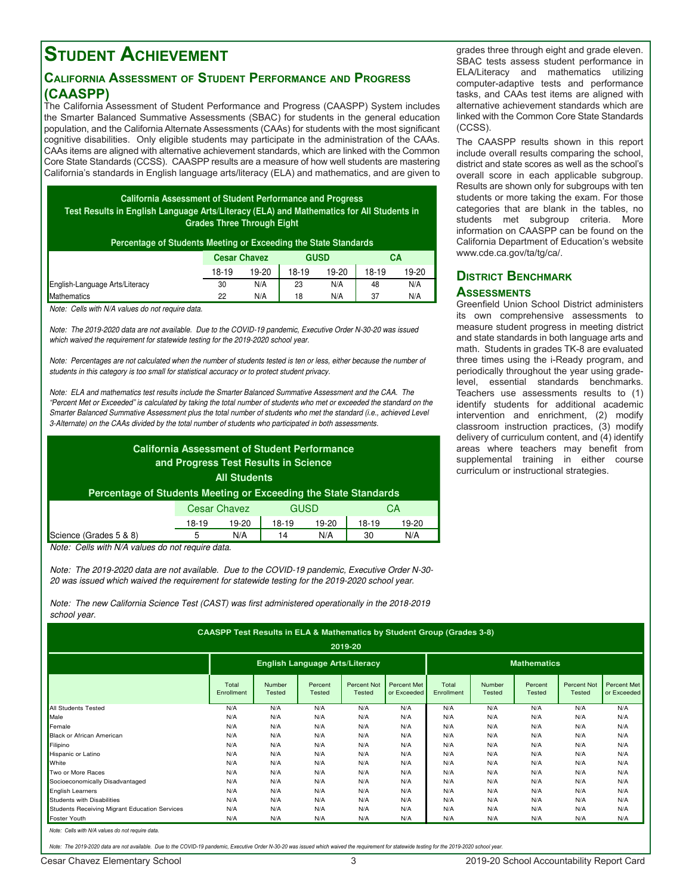# Student Achievement

## California Assessment of Student Performance and Progress (CAASPP)

The California Assessment of Student Performance and Progress (CAASPP) System includes the Smarter Balanced Summative Assessments (SBAC) for students in the general education population, and the California Alternate Assessments (CAAs) for students with the most significant cognitive disabilities. Only eligible students may participate in the administration of the CAAs. CAAs items are aligned with alternative achievement standards, which are linked with the Common Core State Standards (CCSS). CAASPP results are a measure of how well students are mastering California's standards in English language arts/literacy (ELA) and mathematics, and are given to grades three through eight and grade eleven. SBAC tests assess student performance in ELA/Literacy and mathematics utilizing computer-adaptive tests and performance tasks, and CAAs test items are aligned with alternative achievement standards which are linked with the Common Core State Standards (CCSS).

The CAASPP results shown in this report include overall results comparing the school, district and state scores as well as the school's overall score in each applicable subgroup. Results are shown only for subgroups with ten students or more taking the exam. For those categories that are blank in the tables, no students met subgroup criteria. More information on CAASPP can be found on the California Department of Education's website www.cde.ca.gov/ta/tg/ca/.

**California Assessment of Student Performance and Progress Test Results in English Language Arts/Literacy (ELA) and Mathematics for All Students in Grades Three Through Eight**

**Percentage of Students Meeting or Exceeding the State Standards**

| | Cesar Chavez | | GUSD | | CA | |
|---|---|---|---|---|---|---|
| | 18-19 | 19-20 | 18-19 | 19-20 | 18-19 | 19-20 |
| English-Language Arts/Literacy | 30 | N/A | 23 | N/A | 48 | N/A |
| Mathematics | 22 | N/A | 18 | N/A | 37 | N/A |

*Note: Cells with N/A values do not require data.*

*Note: The 2019-2020 data are not available. Due to the COVID-19 pandemic, Executive Order N-30-20 was issued which waived the requirement for statewide testing for the 2019-2020 school year.*

*Note: Percentages are not calculated when the number of students tested is ten or less, either because the number of students in this category is too small for statistical accuracy or to protect student privacy.*

*Note: ELA and mathematics test results include the Smarter Balanced Summative Assessment and the CAA. The "Percent Met or Exceeded" is calculated by taking the total number of students who met or exceeded the standard on the Smarter Balanced Summative Assessment plus the total number of students who met the standard (i.e., achieved Level 3-Alternate) on the CAAs divided by the total number of students who participated in both assessments.*

**California Assessment of Student Performance and Progress Test Results in Science**

**All Students**

**Percentage of Students Meeting or Exceeding the State Standards**

| | Cesar Chavez | | GUSD | | CA | |
|---|---|---|---|---|---|---|
| | 18-19 | 19-20 | 18-19 | 19-20 | 18-19 | 19-20 |
| Science (Grades 5 & 8) | 5 | N/A | 14 | N/A | 30 | N/A |

*Note: Cells with N/A values do not require data.*

*Note: The 2019-2020 data are not available. Due to the COVID-19 pandemic, Executive Order N-30-20 was issued which waived the requirement for statewide testing for the 2019-2020 school year.*

*Note: The new California Science Test (CAST) was first administered operationally in the 2018-2019 school year.*

## District Benchmark Assessments

Greenfield Union School District administers its own comprehensive assessments to measure student progress in meeting district and state standards in both language arts and math. Students in grades TK-8 are evaluated three times using the i-Ready program, and periodically throughout the year using grade-level, essential standards benchmarks. Teachers use assessments results to (1) identify students for additional academic intervention and enrichment, (2) modify classroom instruction practices, (3) modify delivery of curriculum content, and (4) identify areas where teachers may benefit from supplemental training in either course curriculum or instructional strategies.

**CAASPP Test Results in ELA & Mathematics by Student Group (Grades 3-8)**

**2019-20**

| | English Language Arts/Literacy | | | | | Mathematics | | | | |
|---|---|---|---|---|---|---|---|---|---|---|
| | Total Enrollment | Number Tested | Percent Tested | Percent Not Tested | Percent Met or Exceeded | Total Enrollment | Number Tested | Percent Tested | Percent Not Tested | Percent Met or Exceeded |
| All Students Tested | N/A | N/A | N/A | N/A | N/A | N/A | N/A | N/A | N/A | N/A |
| Male | N/A | N/A | N/A | N/A | N/A | N/A | N/A | N/A | N/A | N/A |
| Female | N/A | N/A | N/A | N/A | N/A | N/A | N/A | N/A | N/A | N/A |
| Black or African American | N/A | N/A | N/A | N/A | N/A | N/A | N/A | N/A | N/A | N/A |
| Filipino | N/A | N/A | N/A | N/A | N/A | N/A | N/A | N/A | N/A | N/A |
| Hispanic or Latino | N/A | N/A | N/A | N/A | N/A | N/A | N/A | N/A | N/A | N/A |
| White | N/A | N/A | N/A | N/A | N/A | N/A | N/A | N/A | N/A | N/A |
| Two or More Races | N/A | N/A | N/A | N/A | N/A | N/A | N/A | N/A | N/A | N/A |
| Socioeconomically Disadvantaged | N/A | N/A | N/A | N/A | N/A | N/A | N/A | N/A | N/A | N/A |
| English Learners | N/A | N/A | N/A | N/A | N/A | N/A | N/A | N/A | N/A | N/A |
| Students with Disabilities | N/A | N/A | N/A | N/A | N/A | N/A | N/A | N/A | N/A | N/A |
| Students Receiving Migrant Education Services | N/A | N/A | N/A | N/A | N/A | N/A | N/A | N/A | N/A | N/A |
| Foster Youth | N/A | N/A | N/A | N/A | N/A | N/A | N/A | N/A | N/A | N/A |

*Note: Cells with N/A values do not require data.*

*Note: The 2019-2020 data are not available. Due to the COVID-19 pandemic, Executive Order N-30-20 was issued which waived the requirement for statewide testing for the 2019-2020 school year.*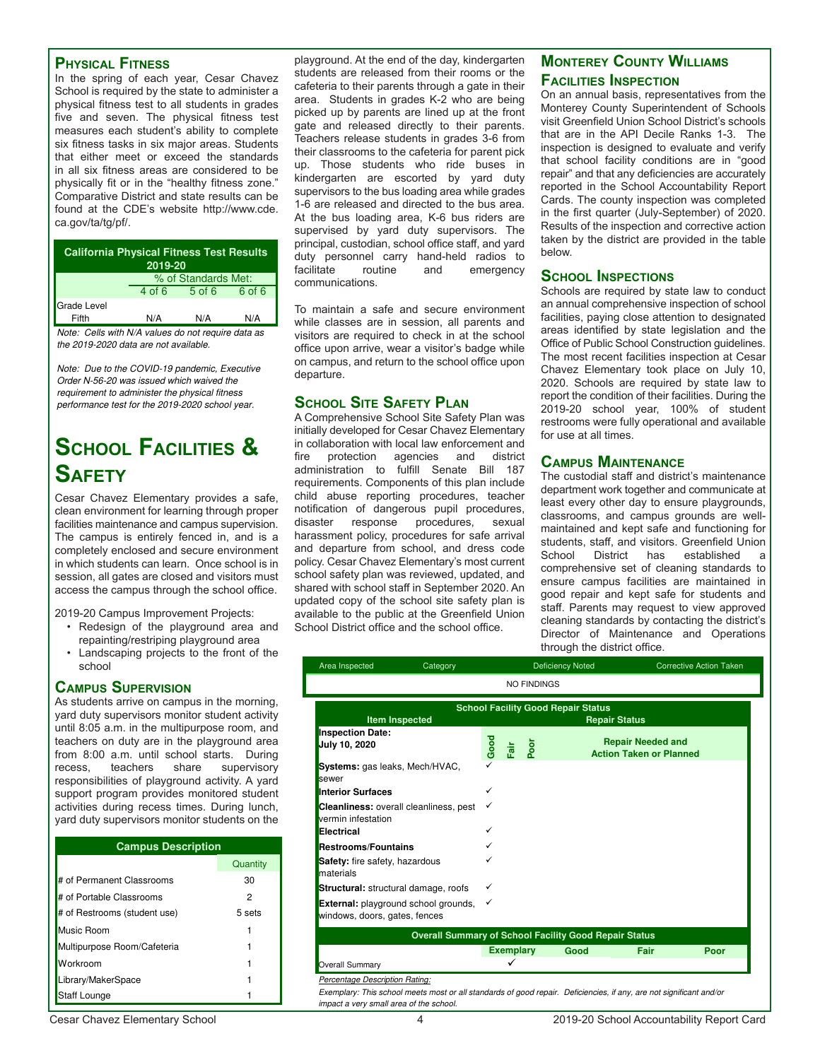## Physical Fitness

In the spring of each year, Cesar Chavez School is required by the state to administer a physical fitness test to all students in grades five and seven. The physical fitness test measures each student's ability to complete six fitness tasks in six major areas. Students that either meet or exceed the standards in all six fitness areas are considered to be physically fit or in the "healthy fitness zone." Comparative District and state results can be found at the CDE's website http://www.cde.ca.gov/ta/tg/pf/.

| California Physical Fitness Test Results 2019-20 | | | |
|---|---|---|---|
| | % of Standards Met: | | |
| | 4 of 6 | 5 of 6 | 6 of 6 |
| Grade Level | | | |
| Fifth | N/A | N/A | N/A |

*Note: Cells with N/A values do not require data as the 2019-2020 data are not available.*

*Note: Due to the COVID-19 pandemic, Executive Order N-56-20 was issued which waived the requirement to administer the physical fitness performance test for the 2019-2020 school year.*

# School Facilities & Safety

Cesar Chavez Elementary provides a safe, clean environment for learning through proper facilities maintenance and campus supervision. The campus is entirely fenced in, and is a completely enclosed and secure environment in which students can learn. Once school is in session, all gates are closed and visitors must access the campus through the school office.

2019-20 Campus Improvement Projects:

- Redesign of the playground area and repainting/restriping playground area
- Landscaping projects to the front of the school

## Campus Supervision

As students arrive on campus in the morning, yard duty supervisors monitor student activity until 8:05 a.m. in the multipurpose room, and teachers on duty are in the playground area from 8:00 a.m. until school starts. During recess, teachers share supervisory responsibilities of playground activity. A yard support program provides monitored student activities during recess times. During lunch, yard duty supervisors monitor students on the playground. At the end of the day, kindergarten students are released from their rooms or the cafeteria to their parents through a gate in their area. Students in grades K-2 who are being picked up by parents are lined up at the front gate and released directly to their parents. Teachers release students in grades 3-6 from their classrooms to the cafeteria for parent pick up. Those students who ride buses in kindergarten are escorted by yard duty supervisors to the bus loading area while grades 1-6 are released and directed to the bus area. At the bus loading area, K-6 bus riders are supervised by yard duty supervisors. The principal, custodian, school office staff, and yard duty personnel carry hand-held radios to facilitate routine and emergency communications.

To maintain a safe and secure environment while classes are in session, all parents and visitors are required to check in at the school office upon arrive, wear a visitor's badge while on campus, and return to the school office upon departure.

| Campus Description | Quantity |
|---|---|
| # of Permanent Classrooms | 30 |
| # of Portable Classrooms | 2 |
| # of Restrooms (student use) | 5 sets |
| Music Room | 1 |
| Multipurpose Room/Cafeteria | 1 |
| Workroom | 1 |
| Library/MakerSpace | 1 |
| Staff Lounge | 1 |

## School Site Safety Plan

A Comprehensive School Site Safety Plan was initially developed for Cesar Chavez Elementary in collaboration with local law enforcement and fire protection agencies and district administration to fulfill Senate Bill 187 requirements. Components of this plan include child abuse reporting procedures, teacher notification of dangerous pupil procedures, disaster response procedures, sexual harassment policy, procedures for safe arrival and departure from school, and dress code policy. Cesar Chavez Elementary's most current school safety plan was reviewed, updated, and shared with school staff in September 2020. An updated copy of the school site safety plan is available to the public at the Greenfield Union School District office and the school office.

## Monterey County Williams Facilities Inspection

On an annual basis, representatives from the Monterey County Superintendent of Schools visit Greenfield Union School District's schools that are in the API Decile Ranks 1-3. The inspection is designed to evaluate and verify that school facility conditions are in "good repair" and that any deficiencies are accurately reported in the School Accountability Report Cards. The county inspection was completed in the first quarter (July-September) of 2020. Results of the inspection and corrective action taken by the district are provided in the table below.

## School Inspections

Schools are required by state law to conduct an annual comprehensive inspection of school facilities, paying close attention to designated areas identified by state legislation and the Office of Public School Construction guidelines. The most recent facilities inspection at Cesar Chavez Elementary took place on July 10, 2020. Schools are required by state law to report the condition of their facilities. During the 2019-20 school year, 100% of student restrooms were fully operational and available for use at all times.

## Campus Maintenance

The custodial staff and district's maintenance department work together and communicate at least every other day to ensure playgrounds, classrooms, and campus grounds are well-maintained and kept safe and functioning for students, staff, and visitors. Greenfield Union School District has established a comprehensive set of cleaning standards to ensure campus facilities are maintained in good repair and kept safe for students and staff. Parents may request to view approved cleaning standards by contacting the district's Director of Maintenance and Operations through the district office.

| Area Inspected | Category | Deficiency Noted | Corrective Action Taken |
|---|---|---|---|
| NO FINDINGS | | | |

| School Facility Good Repair Status | | | | |
|---|---|---|---|---|
| Item Inspected | Repair Status | | | |
| Inspection Date: July 10, 2020 | Good | Fair | Poor | Repair Needed and Action Taken or Planned |
| **Systems:** gas leaks, Mech/HVAC, sewer | ✓ | | | |
| **Interior Surfaces** | ✓ | | | |
| **Cleanliness:** overall cleanliness, pest vermin infestation | ✓ | | | |
| **Electrical** | ✓ | | | |
| **Restrooms/Fountains** | ✓ | | | |
| **Safety:** fire safety, hazardous materials | ✓ | | | |
| **Structural:** structural damage, roofs | ✓ | | | |
| **External:** playground school grounds, windows, doors, gates, fences | ✓ | | | |

| Overall Summary of School Facility Good Repair Status | | | | |
|---|---|---|---|---|
| | Exemplary | Good | Fair | Poor |
| Overall Summary | ✓ | | | |

*Percentage Description Rating:*

*Exemplary: This school meets most or all standards of good repair. Deficiencies, if any, are not significant and/or impact a very small area of the school.*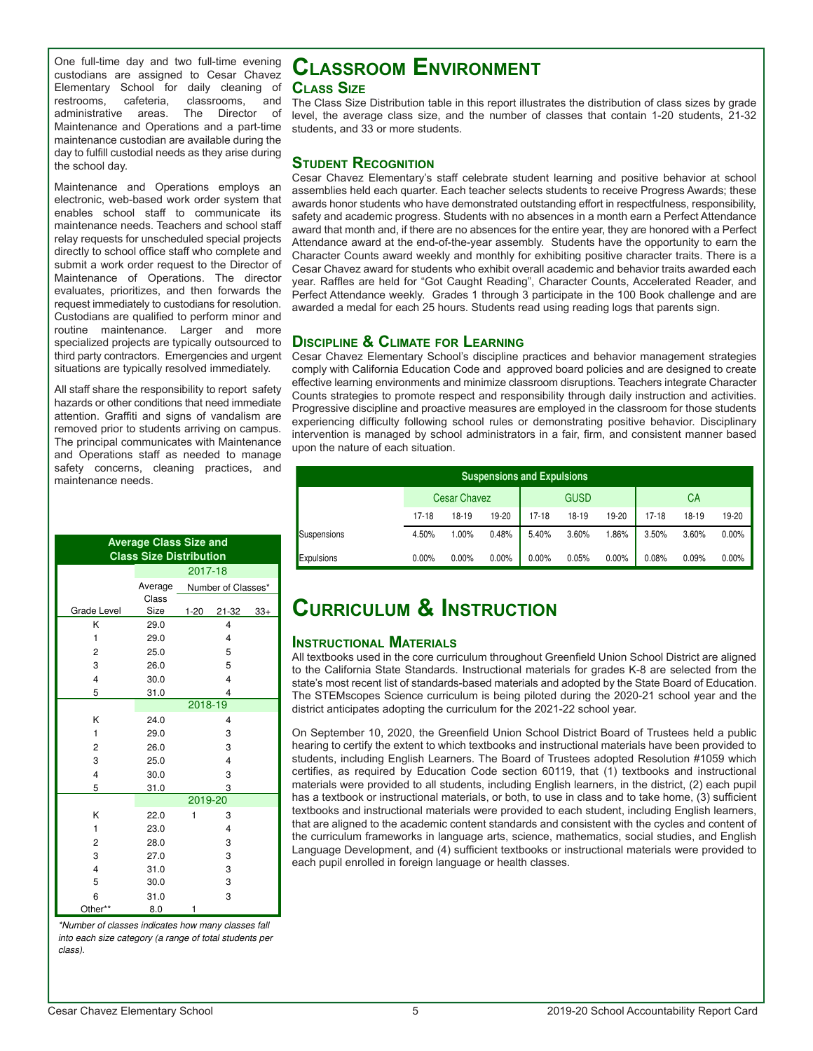One full-time day and two full-time evening custodians are assigned to Cesar Chavez Elementary School for daily cleaning of restrooms, cafeteria, classrooms, and administrative areas. The Director of Maintenance and Operations and a part-time maintenance custodian are available during the day to fulfill custodial needs as they arise during the school day.

Maintenance and Operations employs an electronic, web-based work order system that enables school staff to communicate its maintenance needs. Teachers and school staff relay requests for unscheduled special projects directly to school office staff who complete and submit a work order request to the Director of Maintenance of Operations. The director evaluates, prioritizes, and then forwards the request immediately to custodians for resolution. Custodians are qualified to perform minor and routine maintenance. Larger and more specialized projects are typically outsourced to third party contractors. Emergencies and urgent situations are typically resolved immediately.

All staff share the responsibility to report safety hazards or other conditions that need immediate attention. Graffiti and signs of vandalism are removed prior to students arriving on campus. The principal communicates with Maintenance and Operations staff as needed to manage safety concerns, cleaning practices, and maintenance needs.

**Average Class Size and Class Size Distribution**

| Grade Level | Average Class Size | Number of Classes* 1-20 | 21-32 | 33+ |
|---|---|---|---|---|
| **2017-18** | | | | |
| K | 29.0 | | 4 | |
| 1 | 29.0 | | 4 | |
| 2 | 25.0 | | 5 | |
| 3 | 26.0 | | 5 | |
| 4 | 30.0 | | 4 | |
| 5 | 31.0 | | 4 | |
| **2018-19** | | | | |
| K | 24.0 | | 4 | |
| 1 | 29.0 | | 3 | |
| 2 | 26.0 | | 3 | |
| 3 | 25.0 | | 4 | |
| 4 | 30.0 | | 3 | |
| 5 | 31.0 | | 3 | |
| **2019-20** | | | | |
| K | 22.0 | 1 | 3 | |
| 1 | 23.0 | | 4 | |
| 2 | 28.0 | | 3 | |
| 3 | 27.0 | | 3 | |
| 4 | 31.0 | | 3 | |
| 5 | 30.0 | | 3 | |
| 6 | 31.0 | | 3 | |
| Other** | 8.0 | 1 | | |

*\*Number of classes indicates how many classes fall into each size category (a range of total students per class).*

# Classroom Environment

## Class Size

The Class Size Distribution table in this report illustrates the distribution of class sizes by grade level, the average class size, and the number of classes that contain 1-20 students, 21-32 students, and 33 or more students.

## Student Recognition

Cesar Chavez Elementary's staff celebrate student learning and positive behavior at school assemblies held each quarter. Each teacher selects students to receive Progress Awards; these awards honor students who have demonstrated outstanding effort in respectfulness, responsibility, safety and academic progress. Students with no absences in a month earn a Perfect Attendance award that month and, if there are no absences for the entire year, they are honored with a Perfect Attendance award at the end-of-the-year assembly. Students have the opportunity to earn the Character Counts award weekly and monthly for exhibiting positive character traits. There is a Cesar Chavez award for students who exhibit overall academic and behavior traits awarded each year. Raffles are held for "Got Caught Reading", Character Counts, Accelerated Reader, and Perfect Attendance weekly. Grades 1 through 3 participate in the 100 Book challenge and are awarded a medal for each 25 hours. Students read using reading logs that parents sign.

## Discipline & Climate for Learning

Cesar Chavez Elementary School's discipline practices and behavior management strategies comply with California Education Code and approved board policies and are designed to create effective learning environments and minimize classroom disruptions. Teachers integrate Character Counts strategies to promote respect and responsibility through daily instruction and activities. Progressive discipline and proactive measures are employed in the classroom for those students experiencing difficulty following school rules or demonstrating positive behavior. Disciplinary intervention is managed by school administrators in a fair, firm, and consistent manner based upon the nature of each situation.

**Suspensions and Expulsions**

| | Cesar Chavez | | | GUSD | | | CA | | |
|---|---|---|---|---|---|---|---|---|---|
| | 17-18 | 18-19 | 19-20 | 17-18 | 18-19 | 19-20 | 17-18 | 18-19 | 19-20 |
| Suspensions | 4.50% | 1.00% | 0.48% | 5.40% | 3.60% | 1.86% | 3.50% | 3.60% | 0.00% |
| Expulsions | 0.00% | 0.00% | 0.00% | 0.00% | 0.05% | 0.00% | 0.08% | 0.09% | 0.00% |

# Curriculum & Instruction

## Instructional Materials

All textbooks used in the core curriculum throughout Greenfield Union School District are aligned to the California State Standards. Instructional materials for grades K-8 are selected from the state's most recent list of standards-based materials and adopted by the State Board of Education. The STEMscopes Science curriculum is being piloted during the 2020-21 school year and the district anticipates adopting the curriculum for the 2021-22 school year.

On September 10, 2020, the Greenfield Union School District Board of Trustees held a public hearing to certify the extent to which textbooks and instructional materials have been provided to students, including English Learners. The Board of Trustees adopted Resolution #1059 which certifies, as required by Education Code section 60119, that (1) textbooks and instructional materials were provided to all students, including English learners, in the district, (2) each pupil has a textbook or instructional materials, or both, to use in class and to take home, (3) sufficient textbooks and instructional materials were provided to each student, including English learners, that are aligned to the academic content standards and consistent with the cycles and content of the curriculum frameworks in language arts, science, mathematics, social studies, and English Language Development, and (4) sufficient textbooks or instructional materials were provided to each pupil enrolled in foreign language or health classes.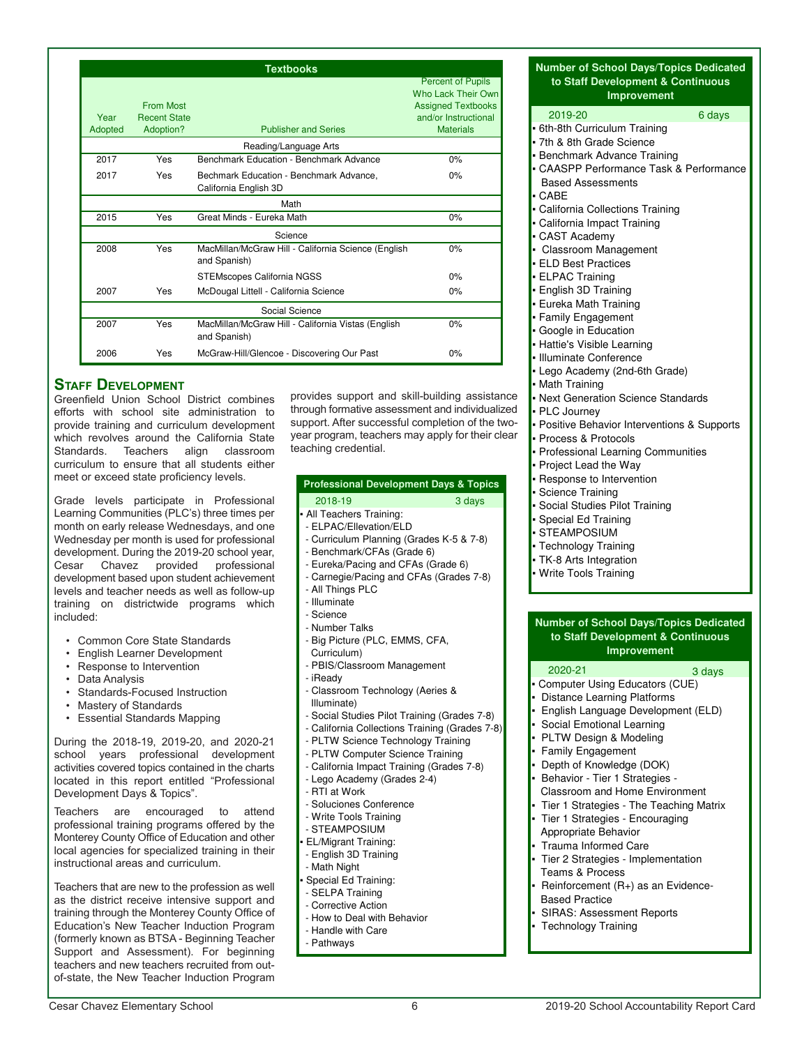| Year Adopted | From Most Recent State Adoption? | Publisher and Series | Percent of Pupils Who Lack Their Own Assigned Textbooks and/or Instructional Materials |
|---|---|---|---|
| **Reading/Language Arts** | | | |
| 2017 | Yes | Benchmark Education - Benchmark Advance | 0% |
| 2017 | Yes | Bechmark Education - Benchmark Advance, California English 3D | 0% |
| **Math** | | | |
| 2015 | Yes | Great Minds - Eureka Math | 0% |
| **Science** | | | |
| 2008 | Yes | MacMillan/McGraw Hill - California Science (English and Spanish) | 0% |
| | | STEMscopes California NGSS | 0% |
| 2007 | Yes | McDougal Littell - California Science | 0% |
| **Social Science** | | | |
| 2007 | Yes | MacMillan/McGraw Hill - California Vistas (English and Spanish) | 0% |
| 2006 | Yes | McGraw-Hill/Glencoe - Discovering Our Past | 0% |

## Staff Development

Greenfield Union School District combines efforts with school site administration to provide training and curriculum development which revolves around the California State Standards. Teachers align classroom curriculum to ensure that all students either meet or exceed state proficiency levels.

Grade levels participate in Professional Learning Communities (PLC's) three times per month on early release Wednesdays, and one Wednesday per month is used for professional development. During the 2019-20 school year, Cesar Chavez provided professional development based upon student achievement levels and teacher needs as well as follow-up training on districtwide programs which included:

- Common Core State Standards
- English Learner Development
- Response to Intervention
- Data Analysis
- Standards-Focused Instruction
- Mastery of Standards
- Essential Standards Mapping

During the 2018-19, 2019-20, and 2020-21 school years professional development activities covered topics contained in the charts located in this report entitled "Professional Development Days & Topics".

Teachers are encouraged to attend professional training programs offered by the Monterey County Office of Education and other local agencies for specialized training in their instructional areas and curriculum.

Teachers that are new to the profession as well as the district receive intensive support and training through the Monterey County Office of Education's New Teacher Induction Program (formerly known as BTSA - Beginning Teacher Support and Assessment). For beginning teachers and new teachers recruited from out-of-state, the New Teacher Induction Program provides support and skill-building assistance through formative assessment and individualized support. After successful completion of the two-year program, teachers may apply for their clear teaching credential.

### Professional Development Days & Topics

**2018-19 — 3 days**

- All Teachers Training:
  - ELPAC/Ellevation/ELD
  - Curriculum Planning (Grades K-5 & 7-8)
  - Benchmark/CFAs (Grade 6)
  - Eureka/Pacing and CFAs (Grade 6)
  - Carnegie/Pacing and CFAs (Grades 7-8)
  - All Things PLC
  - Illuminate
  - Science
  - Number Talks
  - Big Picture (PLC, EMMS, CFA, Curriculum)
  - PBIS/Classroom Management
  - iReady
  - Classroom Technology (Aeries & Illuminate)
  - Social Studies Pilot Training (Grades 7-8)
  - California Collections Training (Grades 7-8)
  - PLTW Science Technology Training
  - PLTW Computer Science Training
  - California Impact Training (Grades 7-8)
  - Lego Academy (Grades 2-4)
  - RTI at Work
  - Soluciones Conference
  - Write Tools Training
  - STEAMPOSIUM
- EL/Migrant Training:
  - English 3D Training
  - Math Night
- Special Ed Training:
  - SELPA Training
  - Corrective Action
  - How to Deal with Behavior
  - Handle with Care
  - Pathways

### Number of School Days/Topics Dedicated to Staff Development & Continuous Improvement

**2019-20 — 6 days**

- 6th-8th Curriculum Training
- 7th & 8th Grade Science
- Benchmark Advance Training
- CAASPP Performance Task & Performance Based Assessments
- CABE
- California Collections Training
- California Impact Training
- CAST Academy
- Classroom Management
- ELD Best Practices
- ELPAC Training
- English 3D Training
- Eureka Math Training
- Family Engagement
- Google in Education
- Hattie's Visible Learning
- Illuminate Conference
- Lego Academy (2nd-6th Grade)
- Math Training
- Next Generation Science Standards
- PLC Journey
- Positive Behavior Interventions & Supports
- Process & Protocols
- Professional Learning Communities
- Project Lead the Way
- Response to Intervention
- Science Training
- Social Studies Pilot Training
- Special Ed Training
- STEAMPOSIUM
- Technology Training
- TK-8 Arts Integration
- Write Tools Training

### Number of School Days/Topics Dedicated to Staff Development & Continuous Improvement

**2020-21 — 3 days**

- Computer Using Educators (CUE)
- Distance Learning Platforms
- English Language Development (ELD)
- Social Emotional Learning
- PLTW Design & Modeling
- Family Engagement
- Depth of Knowledge (DOK)
- Behavior - Tier 1 Strategies - Classroom and Home Environment
- Tier 1 Strategies - The Teaching Matrix
- Tier 1 Strategies - Encouraging Appropriate Behavior
- Trauma Informed Care
- Tier 2 Strategies - Implementation Teams & Process
- Reinforcement (R+) as an Evidence-Based Practice
- SIRAS: Assessment Reports
- Technology Training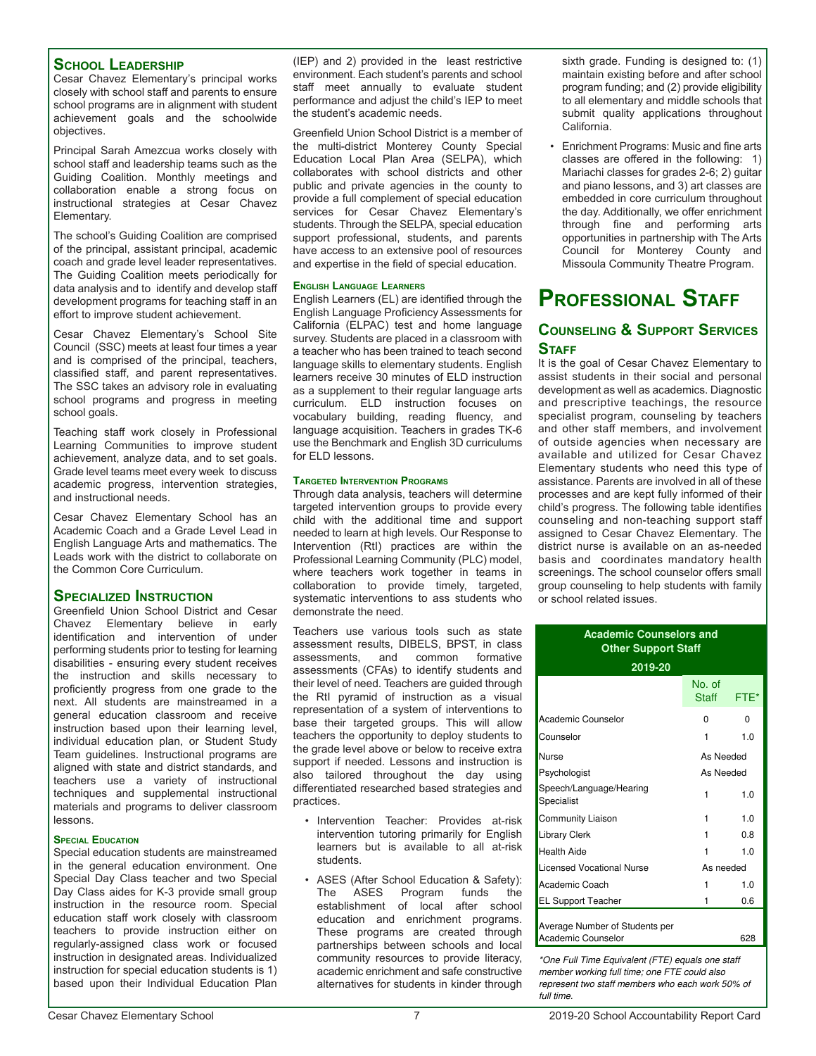### School Leadership

Cesar Chavez Elementary's principal works closely with school staff and parents to ensure school programs are in alignment with student achievement goals and the schoolwide objectives.

Principal Sarah Amezcua works closely with school staff and leadership teams such as the Guiding Coalition. Monthly meetings and collaboration enable a strong focus on instructional strategies at Cesar Chavez Elementary.

The school's Guiding Coalition are comprised of the principal, assistant principal, academic coach and grade level leader representatives. The Guiding Coalition meets periodically for data analysis and to identify and develop staff development programs for teaching staff in an effort to improve student achievement.

Cesar Chavez Elementary's School Site Council (SSC) meets at least four times a year and is comprised of the principal, teachers, classified staff, and parent representatives. The SSC takes an advisory role in evaluating school programs and progress in meeting school goals.

Teaching staff work closely in Professional Learning Communities to improve student achievement, analyze data, and to set goals. Grade level teams meet every week to discuss academic progress, intervention strategies, and instructional needs.

Cesar Chavez Elementary School has an Academic Coach and a Grade Level Lead in English Language Arts and mathematics. The Leads work with the district to collaborate on the Common Core Curriculum.

### Specialized Instruction

Greenfield Union School District and Cesar Chavez Elementary believe in early identification and intervention of under performing students prior to testing for learning disabilities - ensuring every student receives the instruction and skills necessary to proficiently progress from one grade to the next. All students are mainstreamed in a general education classroom and receive instruction based upon their learning level, individual education plan, or Student Study Team guidelines. Instructional programs are aligned with state and district standards, and teachers use a variety of instructional techniques and supplemental instructional materials and programs to deliver classroom lessons.

#### Special Education

Special education students are mainstreamed in the general education environment. One Special Day Class teacher and two Special Day Class aides for K-3 provide small group instruction in the resource room. Special education staff work closely with classroom teachers to provide instruction either on regularly-assigned class work or focused instruction in designated areas. Individualized instruction for special education students is 1) based upon their Individual Education Plan (IEP) and 2) provided in the least restrictive environment. Each student's parents and school staff meet annually to evaluate student performance and adjust the child's IEP to meet the student's academic needs.

Greenfield Union School District is a member of the multi-district Monterey County Special Education Local Plan Area (SELPA), which collaborates with school districts and other public and private agencies in the county to provide a full complement of special education services for Cesar Chavez Elementary's students. Through the SELPA, special education support professional, students, and parents have access to an extensive pool of resources and expertise in the field of special education.

#### English Language Learners

English Learners (EL) are identified through the English Language Proficiency Assessments for California (ELPAC) test and home language survey. Students are placed in a classroom with a teacher who has been trained to teach second language skills to elementary students. English learners receive 30 minutes of ELD instruction as a supplement to their regular language arts curriculum. ELD instruction focuses on vocabulary building, reading fluency, and language acquisition. Teachers in grades TK-6 use the Benchmark and English 3D curriculums for ELD lessons.

#### Targeted Intervention Programs

Through data analysis, teachers will determine targeted intervention groups to provide every child with the additional time and support needed to learn at high levels. Our Response to Intervention (RtI) practices are within the Professional Learning Community (PLC) model, where teachers work together in teams in collaboration to provide timely, targeted, systematic interventions to ass students who demonstrate the need.

Teachers use various tools such as state assessment results, DIBELS, BPST, in class assessments, and common formative assessments (CFAs) to identify students and their level of need. Teachers are guided through the RtI pyramid of instruction as a visual representation of a system of interventions to base their targeted groups. This will allow teachers the opportunity to deploy students to the grade level above or below to receive extra support if needed. Lessons and instruction is also tailored throughout the day using differentiated researched based strategies and practices.

- Intervention Teacher: Provides at-risk intervention tutoring primarily for English learners but is available to all at-risk students.
- ASES (After School Education & Safety): The ASES Program funds the establishment of local after school education and enrichment programs. These programs are created through partnerships between schools and local community resources to provide literacy, academic enrichment and safe constructive alternatives for students in kinder through sixth grade. Funding is designed to: (1) maintain existing before and after school program funding; and (2) provide eligibility to all elementary and middle schools that submit quality applications throughout California.
- Enrichment Programs: Music and fine arts classes are offered in the following: 1) Mariachi classes for grades 2-6; 2) guitar and piano lessons, and 3) art classes are embedded in core curriculum throughout the day. Additionally, we offer enrichment through fine and performing arts opportunities in partnership with The Arts Council for Monterey County and Missoula Community Theatre Program.

# Professional Staff

### Counseling & Support Services Staff

It is the goal of Cesar Chavez Elementary to assist students in their social and personal development as well as academics. Diagnostic and prescriptive teachings, the resource specialist program, counseling by teachers and other staff members, and involvement of outside agencies when necessary are available and utilized for Cesar Chavez Elementary students who need this type of assistance. Parents are involved in all of these processes and are kept fully informed of their child's progress. The following table identifies counseling and non-teaching support staff assigned to Cesar Chavez Elementary. The district nurse is available on an as-needed basis and coordinates mandatory health screenings. The school counselor offers small group counseling to help students with family or school related issues.

**Academic Counselors and Other Support Staff 2019-20**

| | No. of Staff | FTE* |
|---|---|---|
| Academic Counselor | 0 | 0 |
| Counselor | 1 | 1.0 |
| Nurse | As Needed | |
| Psychologist | As Needed | |
| Speech/Language/Hearing Specialist | 1 | 1.0 |
| Community Liaison | 1 | 1.0 |
| Library Clerk | 1 | 0.8 |
| Health Aide | 1 | 1.0 |
| Licensed Vocational Nurse | As needed | |
| Academic Coach | 1 | 1.0 |
| EL Support Teacher | 1 | 0.6 |
| Average Number of Students per Academic Counselor | | 628 |

*One Full Time Equivalent (FTE) equals one staff member working full time; one FTE could also represent two staff members who each work 50% of full time.*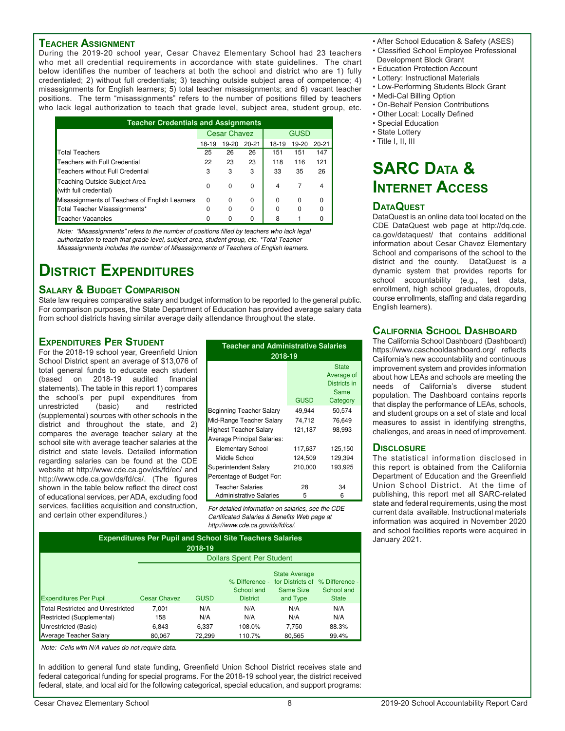## Teacher Assignment

During the 2019-20 school year, Cesar Chavez Elementary School had 23 teachers who met all credential requirements in accordance with state guidelines. The chart below identifies the number of teachers at both the school and district who are 1) fully credentialed; 2) without full credentials; 3) teaching outside subject area of competence; 4) misassignments for English learners; 5) total teacher misassignments; and 6) vacant teacher positions. The term "misassignments" refers to the number of positions filled by teachers who lack legal authorization to teach that grade level, subject area, student group, etc.

| Teacher Credentials and Assignments | | | | | | |
|---|---|---|---|---|---|---|
| | Cesar Chavez | | | GUSD | | |
| | 18-19 | 19-20 | 20-21 | 18-19 | 19-20 | 20-21 |
| Total Teachers | 25 | 26 | 26 | 151 | 151 | 147 |
| Teachers with Full Credential | 22 | 23 | 23 | 118 | 116 | 121 |
| Teachers without Full Credential | 3 | 3 | 3 | 33 | 35 | 26 |
| Teaching Outside Subject Area (with full credential) | 0 | 0 | 0 | 4 | 7 | 4 |
| Misassignments of Teachers of English Learners | 0 | 0 | 0 | 0 | 0 | 0 |
| Total Teacher Misassignments* | 0 | 0 | 0 | 0 | 0 | 0 |
| Teacher Vacancies | 0 | 0 | 0 | 8 | 1 | 0 |

*Note: "Misassignments" refers to the number of positions filled by teachers who lack legal authorization to teach that grade level, subject area, student group, etc. *Total Teacher Misassignments includes the number of Misassignments of Teachers of English learners.*

# District Expenditures

## Salary & Budget Comparison

State law requires comparative salary and budget information to be reported to the general public. For comparison purposes, the State Department of Education has provided average salary data from school districts having similar average daily attendance throughout the state.

## Expenditures Per Student

For the 2018-19 school year, Greenfield Union School District spent an average of $13,076 of total general funds to educate each student (based on 2018-19 audited financial statements). The table in this report 1) compares the school's per pupil expenditures from unrestricted (basic) and restricted (supplemental) sources with other schools in the district and throughout the state, and 2) compares the average teacher salary at the school site with average teacher salaries at the district and state levels. Detailed information regarding salaries can be found at the CDE website at http://www.cde.ca.gov/ds/fd/ec/ and http://www.cde.ca.gov/ds/fd/cs/. (The figures shown in the table below reflect the direct cost of educational services, per ADA, excluding food services, facilities acquisition and construction, and certain other expenditures.)

| Teacher and Administrative Salaries 2018-19 | | |
|---|---|---|
| | GUSD | State Average of Districts in Same Category |
| Beginning Teacher Salary | 49,944 | 50,574 |
| Mid-Range Teacher Salary | 74,712 | 76,649 |
| Highest Teacher Salary | 121,187 | 98,993 |
| Average Principal Salaries: | | |
| Elementary School | 117,637 | 125,150 |
| Middle School | 124,509 | 129,394 |
| Superintendent Salary | 210,000 | 193,925 |
| Percentage of Budget For: | | |
| Teacher Salaries | 28 | 34 |
| Administrative Salaries | 5 | 6 |

*For detailed information on salaries, see the CDE Certificated Salaries & Benefits Web page at http://www.cde.ca.gov/ds/fd/cs/.*

| Expenditures Per Pupil and School Site Teachers Salaries 2018-19 | | | | | |
|---|---|---|---|---|---|
| | Dollars Spent Per Student | | | | |
| Expenditures Per Pupil | Cesar Chavez | GUSD | % Difference - School and District | State Average for Districts of Same Size and Type | % Difference - School and State |
| Total Restricted and Unrestricted | 7,001 | N/A | N/A | N/A | N/A |
| Restricted (Supplemental) | 158 | N/A | N/A | N/A | N/A |
| Unrestricted (Basic) | 6,843 | 6,337 | 108.0% | 7,750 | 88.3% |
| Average Teacher Salary | 80,067 | 72,299 | 110.7% | 80,565 | 99.4% |

*Note: Cells with N/A values do not require data.*

In addition to general fund state funding, Greenfield Union School District receives state and federal categorical funding for special programs. For the 2018-19 school year, the district received federal, state, and local aid for the following categorical, special education, and support programs:

- After School Education & Safety (ASES)
- Classified School Employee Professional Development Block Grant
- Education Protection Account
- Lottery: Instructional Materials
- Low-Performing Students Block Grant
- Medi-Cal Billing Option
- On-Behalf Pension Contributions
- Other Local: Locally Defined
- Special Education
- State Lottery
- Title I, II, III

# SARC Data & Internet Access

## DataQuest

DataQuest is an online data tool located on the CDE DataQuest web page at http://dq.cde.ca.gov/dataquest/ that contains additional information about Cesar Chavez Elementary School and comparisons of the school to the district and the county. DataQuest is a dynamic system that provides reports for school accountability (e.g., test data, enrollment, high school graduates, dropouts, course enrollments, staffing and data regarding English learners).

## California School Dashboard

The California School Dashboard (Dashboard) https://www.caschooldashboard.org/ reflects California's new accountability and continuous improvement system and provides information about how LEAs and schools are meeting the needs of California's diverse student population. The Dashboard contains reports that display the performance of LEAs, schools, and student groups on a set of state and local measures to assist in identifying strengths, challenges, and areas in need of improvement.

## Disclosure

The statistical information disclosed in this report is obtained from the California Department of Education and the Greenfield Union School District. At the time of publishing, this report met all SARC-related state and federal requirements, using the most current data available. Instructional materials information was acquired in November 2020 and school facilities reports were acquired in January 2021.